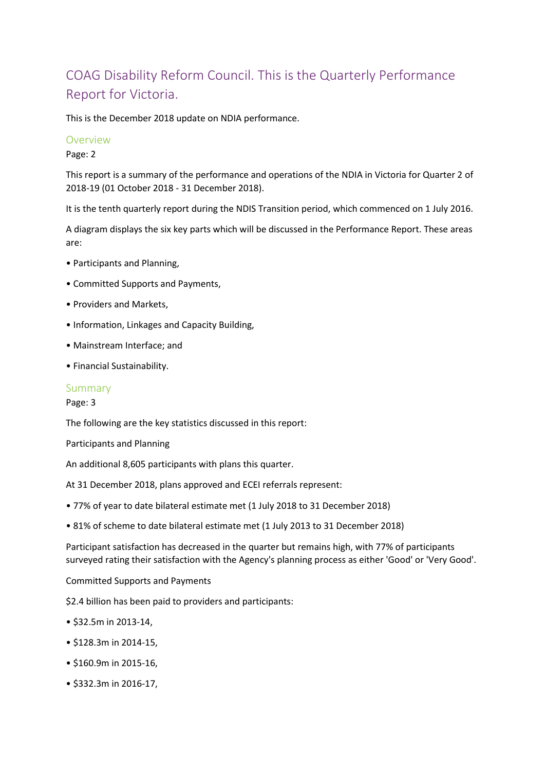# COAG Disability Reform Council. This is the Quarterly Performance Report for Victoria.

This is the December 2018 update on NDIA performance.

## Overview

Page: 2

This report is a summary of the performance and operations of the NDIA in Victoria for Quarter 2 of 2018-19 (01 October 2018 - 31 December 2018).

It is the tenth quarterly report during the NDIS Transition period, which commenced on 1 July 2016.

A diagram displays the six key parts which will be discussed in the Performance Report. These areas are:

- Participants and Planning,
- Committed Supports and Payments,
- Providers and Markets,
- Information, Linkages and Capacity Building,
- Mainstream Interface; and
- Financial Sustainability.

## Summary

Page: 3

The following are the key statistics discussed in this report:

Participants and Planning

An additional 8,605 participants with plans this quarter.

At 31 December 2018, plans approved and ECEI referrals represent:

- 77% of year to date bilateral estimate met (1 July 2018 to 31 December 2018)
- 81% of scheme to date bilateral estimate met (1 July 2013 to 31 December 2018)

Participant satisfaction has decreased in the quarter but remains high, with 77% of participants surveyed rating their satisfaction with the Agency's planning process as either 'Good' or 'Very Good'.

Committed Supports and Payments

$2.4 billion has been paid to providers and participants:

- $32.5m in 2013-14,
- $128.3m in 2014-15,
- $160.9m in 2015-16,
- $332.3m in 2016-17,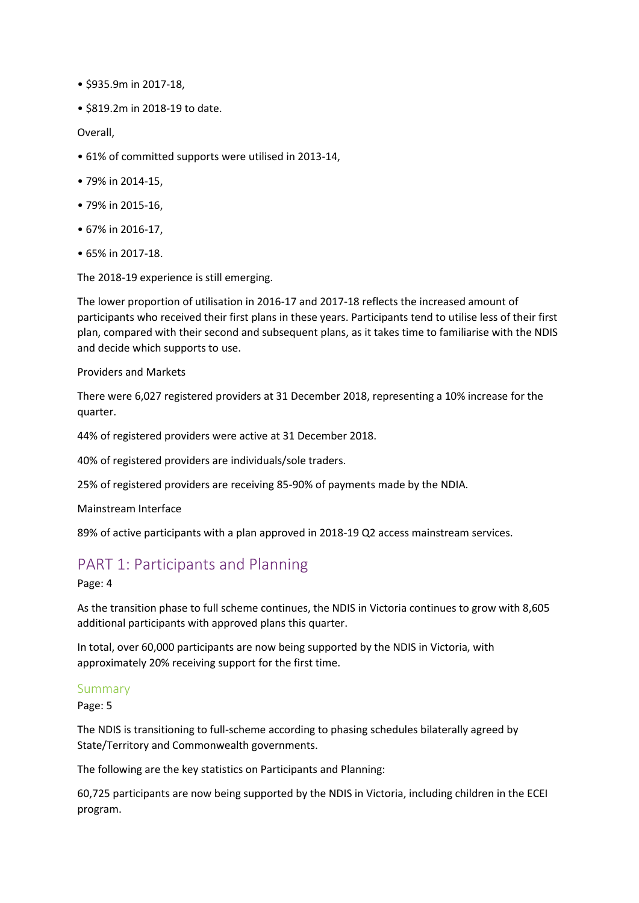- $935.9m in 2017-18,
- $819.2m in 2018-19 to date.

Overall,

- 61% of committed supports were utilised in 2013-14,
- 79% in 2014-15,
- 79% in 2015-16,
- 67% in 2016-17,
- 65% in 2017-18.

The 2018-19 experience is still emerging.

The lower proportion of utilisation in 2016-17 and 2017-18 reflects the increased amount of participants who received their first plans in these years. Participants tend to utilise less of their first plan, compared with their second and subsequent plans, as it takes time to familiarise with the NDIS and decide which supports to use.

Providers and Markets

There were 6,027 registered providers at 31 December 2018, representing a 10% increase for the quarter.

44% of registered providers were active at 31 December 2018.

40% of registered providers are individuals/sole traders.

25% of registered providers are receiving 85-90% of payments made by the NDIA.

Mainstream Interface

89% of active participants with a plan approved in 2018-19 Q2 access mainstream services.

## PART 1: Participants and Planning

Page: 4

As the transition phase to full scheme continues, the NDIS in Victoria continues to grow with 8,605 additional participants with approved plans this quarter.

In total, over 60,000 participants are now being supported by the NDIS in Victoria, with approximately 20% receiving support for the first time.

### Summary

Page: 5

The NDIS is transitioning to full-scheme according to phasing schedules bilaterally agreed by State/Territory and Commonwealth governments.

The following are the key statistics on Participants and Planning:

60,725 participants are now being supported by the NDIS in Victoria, including children in the ECEI program.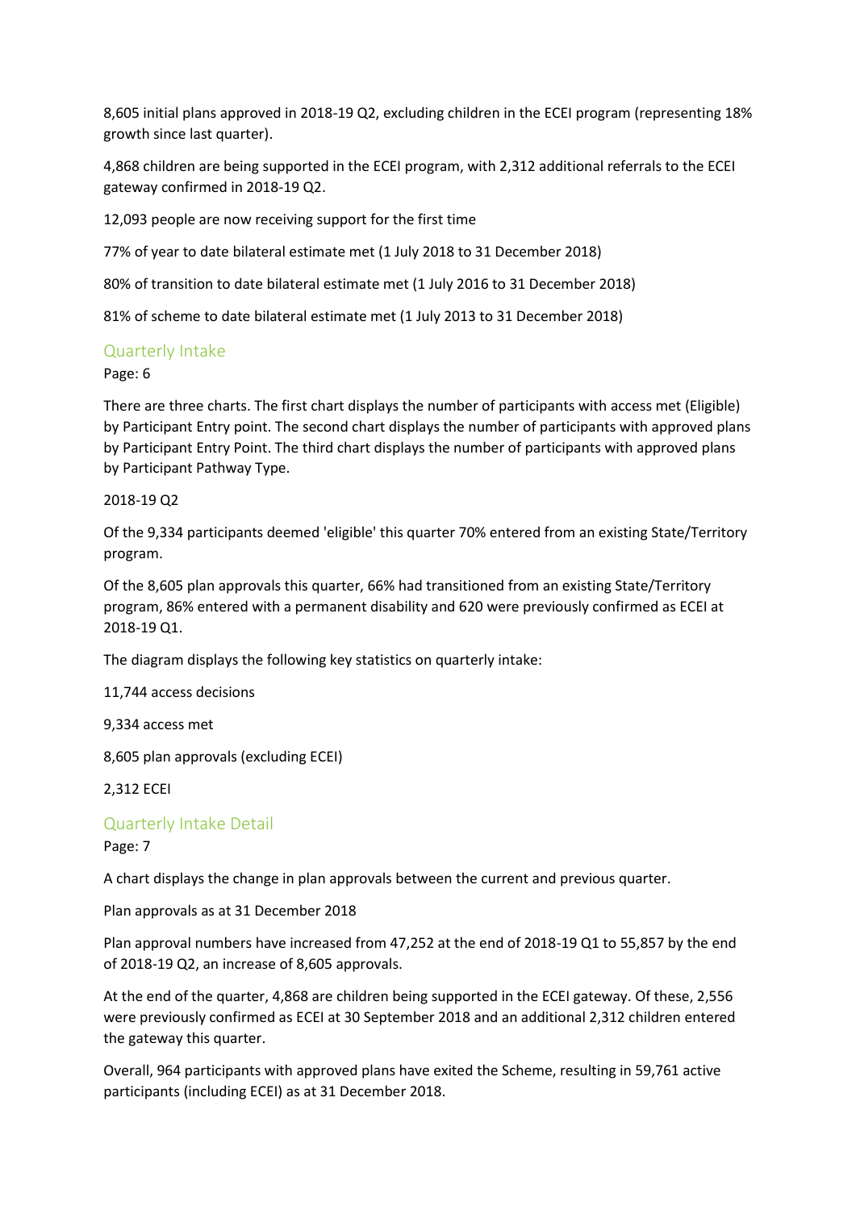8,605 initial plans approved in 2018-19 Q2, excluding children in the ECEI program (representing 18% growth since last quarter).

4,868 children are being supported in the ECEI program, with 2,312 additional referrals to the ECEI gateway confirmed in 2018-19 Q2.

12,093 people are now receiving support for the first time

77% of year to date bilateral estimate met (1 July 2018 to 31 December 2018)

80% of transition to date bilateral estimate met (1 July 2016 to 31 December 2018)

81% of scheme to date bilateral estimate met (1 July 2013 to 31 December 2018)

## Quarterly Intake

Page: 6

There are three charts. The first chart displays the number of participants with access met (Eligible) by Participant Entry point. The second chart displays the number of participants with approved plans by Participant Entry Point. The third chart displays the number of participants with approved plans by Participant Pathway Type.

2018-19 Q2

Of the 9,334 participants deemed 'eligible' this quarter 70% entered from an existing State/Territory program.

Of the 8,605 plan approvals this quarter, 66% had transitioned from an existing State/Territory program, 86% entered with a permanent disability and 620 were previously confirmed as ECEI at 2018-19 Q1.

The diagram displays the following key statistics on quarterly intake:

11,744 access decisions

9,334 access met

8,605 plan approvals (excluding ECEI)

2,312 ECEI

## Quarterly Intake Detail

Page: 7

A chart displays the change in plan approvals between the current and previous quarter.

Plan approvals as at 31 December 2018

Plan approval numbers have increased from 47,252 at the end of 2018-19 Q1 to 55,857 by the end of 2018-19 Q2, an increase of 8,605 approvals.

At the end of the quarter, 4,868 are children being supported in the ECEI gateway. Of these, 2,556 were previously confirmed as ECEI at 30 September 2018 and an additional 2,312 children entered the gateway this quarter.

Overall, 964 participants with approved plans have exited the Scheme, resulting in 59,761 active participants (including ECEI) as at 31 December 2018.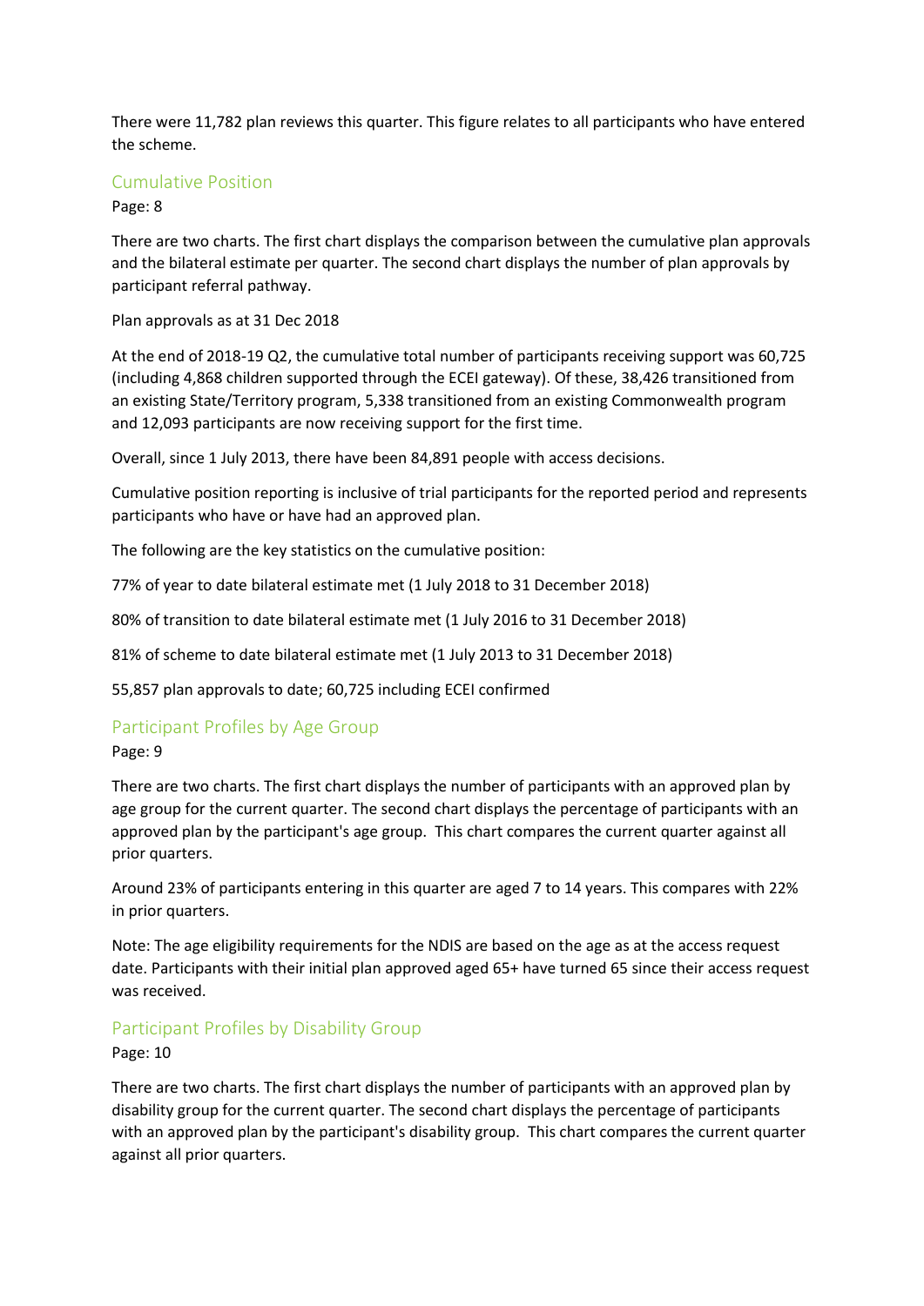There were 11,782 plan reviews this quarter. This figure relates to all participants who have entered the scheme.

## Cumulative Position

Page: 8

There are two charts. The first chart displays the comparison between the cumulative plan approvals and the bilateral estimate per quarter. The second chart displays the number of plan approvals by participant referral pathway.

Plan approvals as at 31 Dec 2018

At the end of 2018-19 Q2, the cumulative total number of participants receiving support was 60,725 (including 4,868 children supported through the ECEI gateway). Of these, 38,426 transitioned from an existing State/Territory program, 5,338 transitioned from an existing Commonwealth program and 12,093 participants are now receiving support for the first time.

Overall, since 1 July 2013, there have been 84,891 people with access decisions.

Cumulative position reporting is inclusive of trial participants for the reported period and represents participants who have or have had an approved plan.

The following are the key statistics on the cumulative position:

77% of year to date bilateral estimate met (1 July 2018 to 31 December 2018)

80% of transition to date bilateral estimate met (1 July 2016 to 31 December 2018)

81% of scheme to date bilateral estimate met (1 July 2013 to 31 December 2018)

55,857 plan approvals to date; 60,725 including ECEI confirmed

## Participant Profiles by Age Group

Page: 9

There are two charts. The first chart displays the number of participants with an approved plan by age group for the current quarter. The second chart displays the percentage of participants with an approved plan by the participant's age group. This chart compares the current quarter against all prior quarters.

Around 23% of participants entering in this quarter are aged 7 to 14 years. This compares with 22% in prior quarters.

Note: The age eligibility requirements for the NDIS are based on the age as at the access request date. Participants with their initial plan approved aged 65+ have turned 65 since their access request was received.

## Participant Profiles by Disability Group

Page: 10

There are two charts. The first chart displays the number of participants with an approved plan by disability group for the current quarter. The second chart displays the percentage of participants with an approved plan by the participant's disability group. This chart compares the current quarter against all prior quarters.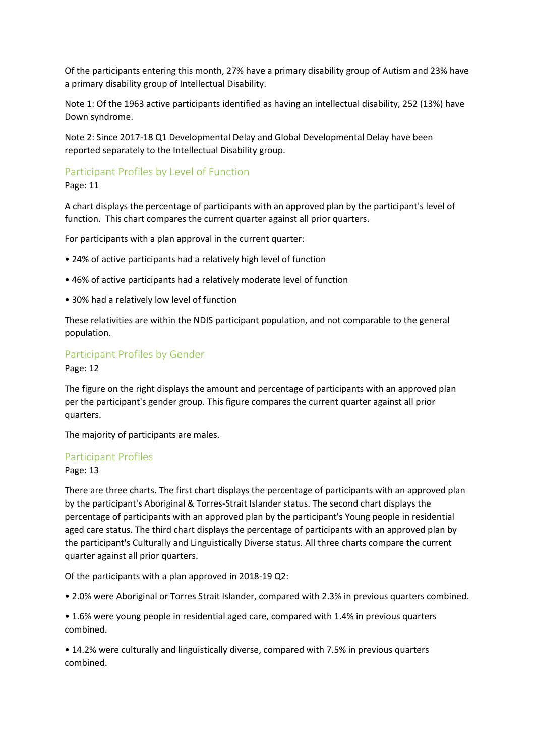Of the participants entering this month, 27% have a primary disability group of Autism and 23% have a primary disability group of Intellectual Disability.

Note 1: Of the 1963 active participants identified as having an intellectual disability, 252 (13%) have Down syndrome.

Note 2: Since 2017-18 Q1 Developmental Delay and Global Developmental Delay have been reported separately to the Intellectual Disability group.

## Participant Profiles by Level of Function

Page: 11

A chart displays the percentage of participants with an approved plan by the participant's level of function. This chart compares the current quarter against all prior quarters.

For participants with a plan approval in the current quarter:

- 24% of active participants had a relatively high level of function
- 46% of active participants had a relatively moderate level of function
- 30% had a relatively low level of function

These relativities are within the NDIS participant population, and not comparable to the general population.

## Participant Profiles by Gender

Page: 12

The figure on the right displays the amount and percentage of participants with an approved plan per the participant's gender group. This figure compares the current quarter against all prior quarters.

The majority of participants are males.

## Participant Profiles

Page: 13

There are three charts. The first chart displays the percentage of participants with an approved plan by the participant's Aboriginal & Torres-Strait Islander status. The second chart displays the percentage of participants with an approved plan by the participant's Young people in residential aged care status. The third chart displays the percentage of participants with an approved plan by the participant's Culturally and Linguistically Diverse status. All three charts compare the current quarter against all prior quarters.

Of the participants with a plan approved in 2018-19 Q2:

- 2.0% were Aboriginal or Torres Strait Islander, compared with 2.3% in previous quarters combined.
- 1.6% were young people in residential aged care, compared with 1.4% in previous quarters combined.
- 14.2% were culturally and linguistically diverse, compared with 7.5% in previous quarters combined.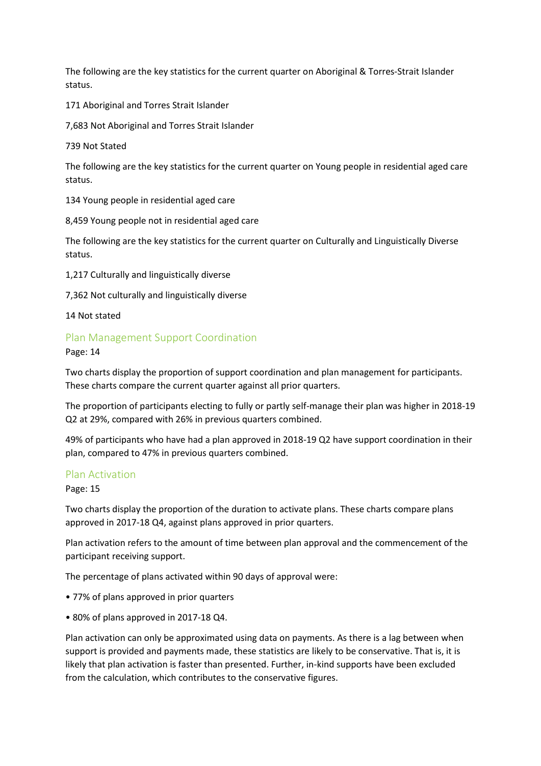The following are the key statistics for the current quarter on Aboriginal & Torres-Strait Islander status.

171 Aboriginal and Torres Strait Islander

7,683 Not Aboriginal and Torres Strait Islander

739 Not Stated

The following are the key statistics for the current quarter on Young people in residential aged care status.

134 Young people in residential aged care

8,459 Young people not in residential aged care

The following are the key statistics for the current quarter on Culturally and Linguistically Diverse status.

1,217 Culturally and linguistically diverse

7,362 Not culturally and linguistically diverse

14 Not stated

## Plan Management Support Coordination

Page: 14

Two charts display the proportion of support coordination and plan management for participants. These charts compare the current quarter against all prior quarters.

The proportion of participants electing to fully or partly self-manage their plan was higher in 2018-19 Q2 at 29%, compared with 26% in previous quarters combined.

49% of participants who have had a plan approved in 2018-19 Q2 have support coordination in their plan, compared to 47% in previous quarters combined.

## Plan Activation

Page: 15

Two charts display the proportion of the duration to activate plans. These charts compare plans approved in 2017-18 Q4, against plans approved in prior quarters.

Plan activation refers to the amount of time between plan approval and the commencement of the participant receiving support.

The percentage of plans activated within 90 days of approval were:

- 77% of plans approved in prior quarters
- 80% of plans approved in 2017-18 Q4.

Plan activation can only be approximated using data on payments. As there is a lag between when support is provided and payments made, these statistics are likely to be conservative. That is, it is likely that plan activation is faster than presented. Further, in-kind supports have been excluded from the calculation, which contributes to the conservative figures.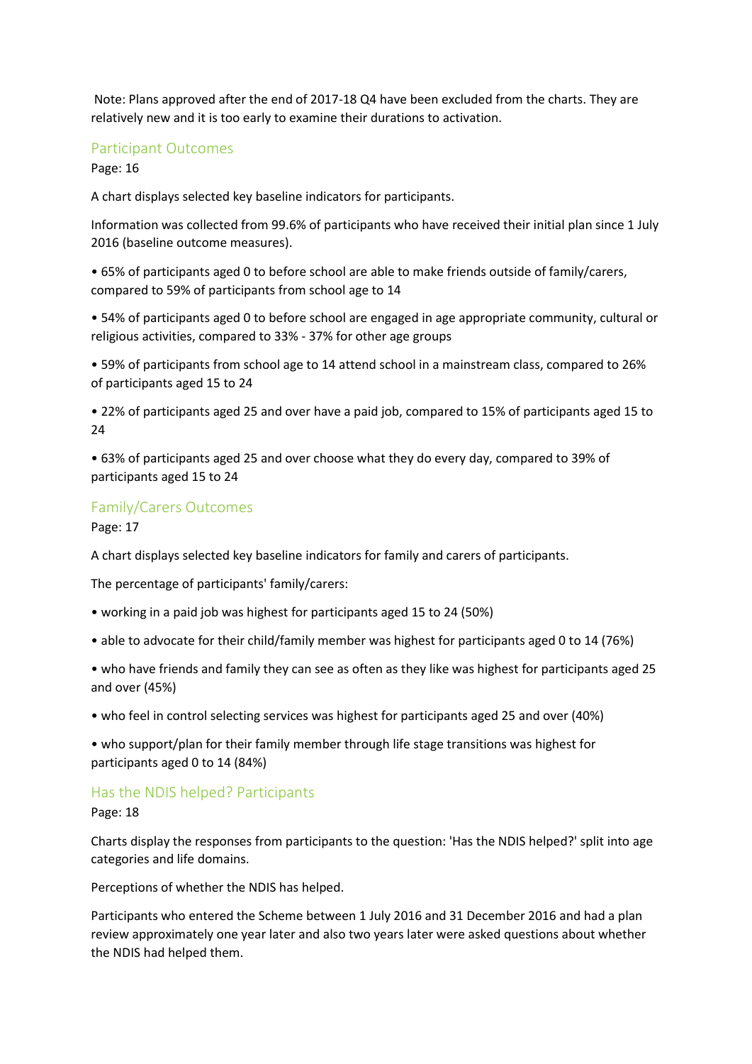Note: Plans approved after the end of 2017-18 Q4 have been excluded from the charts. They are relatively new and it is too early to examine their durations to activation.

## Participant Outcomes

Page: 16

A chart displays selected key baseline indicators for participants.

Information was collected from 99.6% of participants who have received their initial plan since 1 July 2016 (baseline outcome measures).

- 65% of participants aged 0 to before school are able to make friends outside of family/carers, compared to 59% of participants from school age to 14
- 54% of participants aged 0 to before school are engaged in age appropriate community, cultural or religious activities, compared to 33% - 37% for other age groups
- 59% of participants from school age to 14 attend school in a mainstream class, compared to 26% of participants aged 15 to 24
- 22% of participants aged 25 and over have a paid job, compared to 15% of participants aged 15 to 24
- 63% of participants aged 25 and over choose what they do every day, compared to 39% of participants aged 15 to 24

## Family/Carers Outcomes

Page: 17

A chart displays selected key baseline indicators for family and carers of participants.

The percentage of participants' family/carers:

- working in a paid job was highest for participants aged 15 to 24 (50%)
- able to advocate for their child/family member was highest for participants aged 0 to 14 (76%)
- who have friends and family they can see as often as they like was highest for participants aged 25 and over (45%)
- who feel in control selecting services was highest for participants aged 25 and over (40%)
- who support/plan for their family member through life stage transitions was highest for participants aged 0 to 14 (84%)

## Has the NDIS helped? Participants

Page: 18

Charts display the responses from participants to the question: 'Has the NDIS helped?' split into age categories and life domains.

Perceptions of whether the NDIS has helped.

Participants who entered the Scheme between 1 July 2016 and 31 December 2016 and had a plan review approximately one year later and also two years later were asked questions about whether the NDIS had helped them.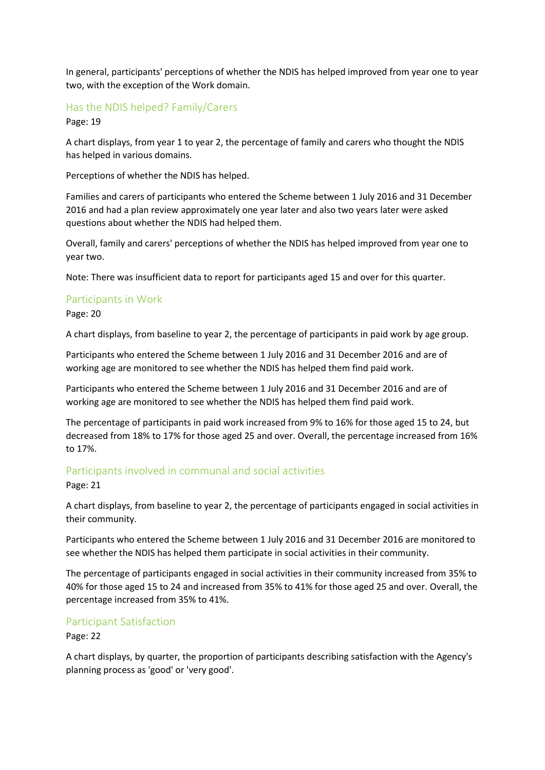In general, participants' perceptions of whether the NDIS has helped improved from year one to year two, with the exception of the Work domain.

## Has the NDIS helped? Family/Carers

Page: 19

A chart displays, from year 1 to year 2, the percentage of family and carers who thought the NDIS has helped in various domains.

Perceptions of whether the NDIS has helped.

Families and carers of participants who entered the Scheme between 1 July 2016 and 31 December 2016 and had a plan review approximately one year later and also two years later were asked questions about whether the NDIS had helped them.

Overall, family and carers' perceptions of whether the NDIS has helped improved from year one to year two.

Note: There was insufficient data to report for participants aged 15 and over for this quarter.

## Participants in Work

Page: 20

A chart displays, from baseline to year 2, the percentage of participants in paid work by age group.

Participants who entered the Scheme between 1 July 2016 and 31 December 2016 and are of working age are monitored to see whether the NDIS has helped them find paid work.

Participants who entered the Scheme between 1 July 2016 and 31 December 2016 and are of working age are monitored to see whether the NDIS has helped them find paid work.

The percentage of participants in paid work increased from 9% to 16% for those aged 15 to 24, but decreased from 18% to 17% for those aged 25 and over. Overall, the percentage increased from 16% to 17%.

## Participants involved in communal and social activities

Page: 21

A chart displays, from baseline to year 2, the percentage of participants engaged in social activities in their community.

Participants who entered the Scheme between 1 July 2016 and 31 December 2016 are monitored to see whether the NDIS has helped them participate in social activities in their community.

The percentage of participants engaged in social activities in their community increased from 35% to 40% for those aged 15 to 24 and increased from 35% to 41% for those aged 25 and over. Overall, the percentage increased from 35% to 41%.

## Participant Satisfaction

Page: 22

A chart displays, by quarter, the proportion of participants describing satisfaction with the Agency's planning process as 'good' or 'very good'.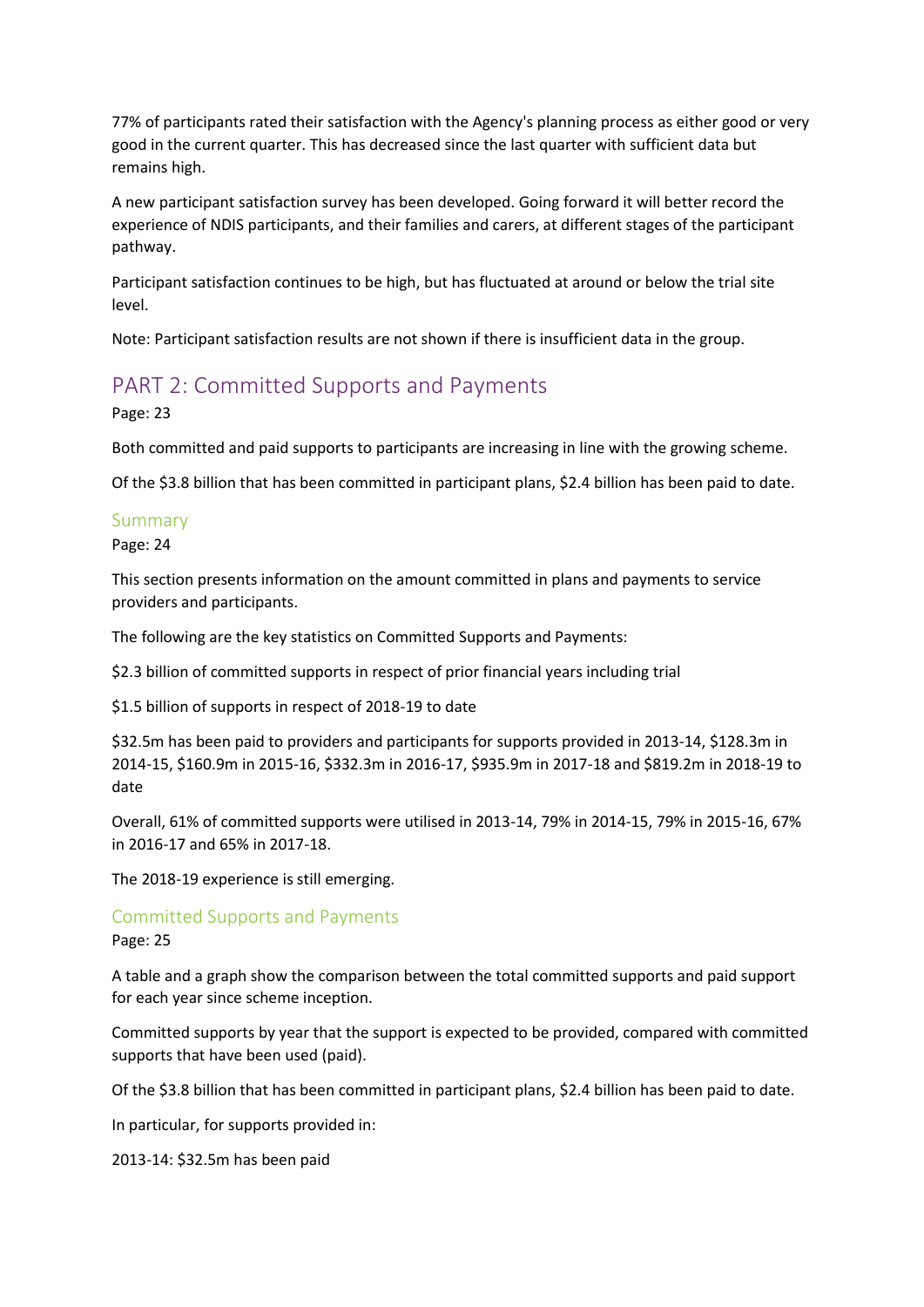77% of participants rated their satisfaction with the Agency's planning process as either good or very good in the current quarter. This has decreased since the last quarter with sufficient data but remains high.

A new participant satisfaction survey has been developed. Going forward it will better record the experience of NDIS participants, and their families and carers, at different stages of the participant pathway.

Participant satisfaction continues to be high, but has fluctuated at around or below the trial site level.

Note: Participant satisfaction results are not shown if there is insufficient data in the group.

# PART 2: Committed Supports and Payments

Page: 23

Both committed and paid supports to participants are increasing in line with the growing scheme.

Of the $3.8 billion that has been committed in participant plans, $2.4 billion has been paid to date.

## Summary

Page: 24

This section presents information on the amount committed in plans and payments to service providers and participants.

The following are the key statistics on Committed Supports and Payments:

$2.3 billion of committed supports in respect of prior financial years including trial

$1.5 billion of supports in respect of 2018-19 to date

$32.5m has been paid to providers and participants for supports provided in 2013-14, $128.3m in 2014-15, $160.9m in 2015-16, $332.3m in 2016-17, $935.9m in 2017-18 and $819.2m in 2018-19 to date

Overall, 61% of committed supports were utilised in 2013-14, 79% in 2014-15, 79% in 2015-16, 67% in 2016-17 and 65% in 2017-18.

The 2018-19 experience is still emerging.

## Committed Supports and Payments

Page: 25

A table and a graph show the comparison between the total committed supports and paid support for each year since scheme inception.

Committed supports by year that the support is expected to be provided, compared with committed supports that have been used (paid).

Of the $3.8 billion that has been committed in participant plans, $2.4 billion has been paid to date.

In particular, for supports provided in:

2013-14: $32.5m has been paid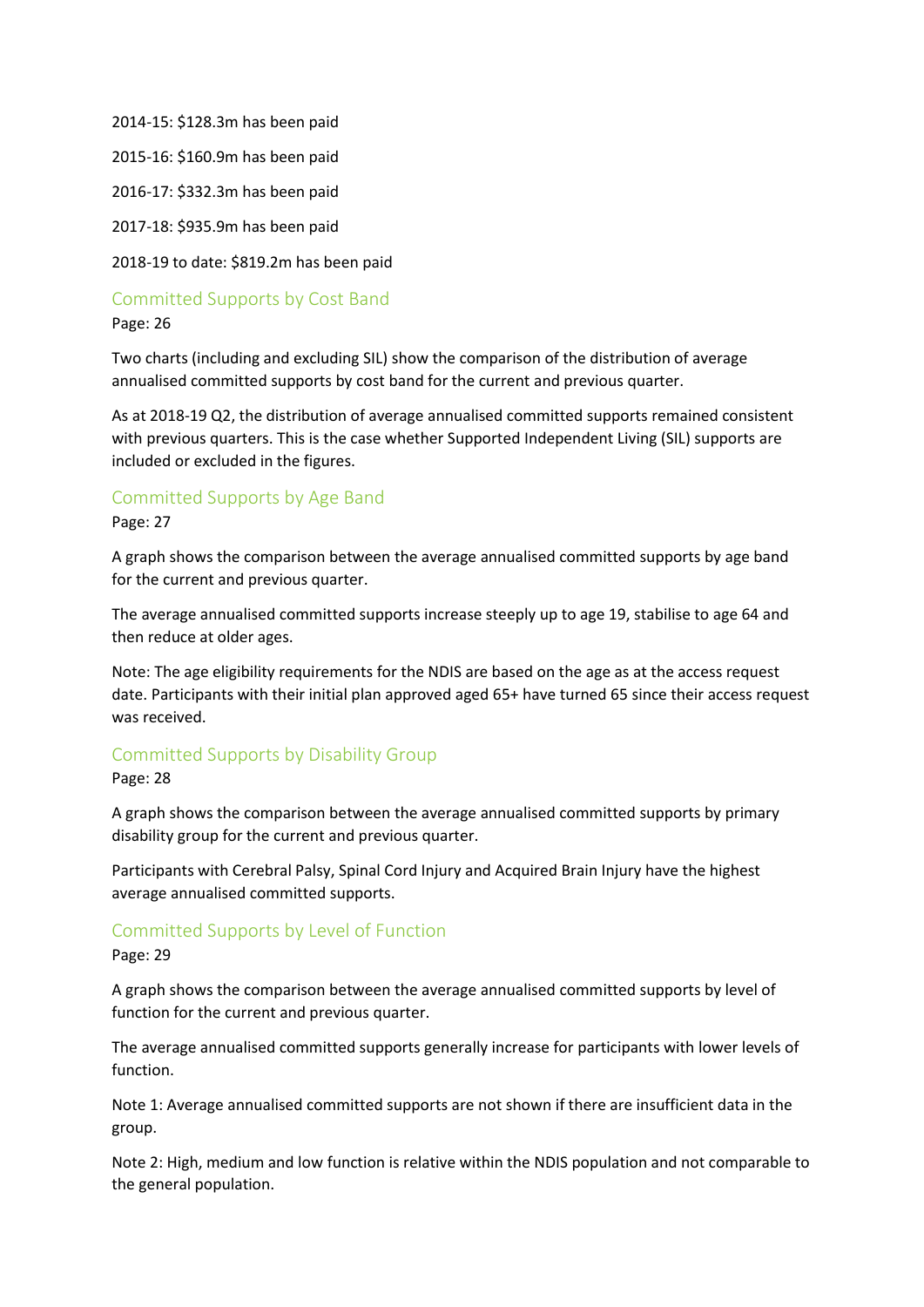2014-15: $128.3m has been paid

2015-16: $160.9m has been paid

2016-17: $332.3m has been paid

2017-18: $935.9m has been paid

2018-19 to date: $819.2m has been paid

## Committed Supports by Cost Band

Page: 26

Two charts (including and excluding SIL) show the comparison of the distribution of average annualised committed supports by cost band for the current and previous quarter.

As at 2018-19 Q2, the distribution of average annualised committed supports remained consistent with previous quarters. This is the case whether Supported Independent Living (SIL) supports are included or excluded in the figures.

## Committed Supports by Age Band

Page: 27

A graph shows the comparison between the average annualised committed supports by age band for the current and previous quarter.

The average annualised committed supports increase steeply up to age 19, stabilise to age 64 and then reduce at older ages.

Note: The age eligibility requirements for the NDIS are based on the age as at the access request date. Participants with their initial plan approved aged 65+ have turned 65 since their access request was received.

## Committed Supports by Disability Group

Page: 28

A graph shows the comparison between the average annualised committed supports by primary disability group for the current and previous quarter.

Participants with Cerebral Palsy, Spinal Cord Injury and Acquired Brain Injury have the highest average annualised committed supports.

## Committed Supports by Level of Function

Page: 29

A graph shows the comparison between the average annualised committed supports by level of function for the current and previous quarter.

The average annualised committed supports generally increase for participants with lower levels of function.

Note 1: Average annualised committed supports are not shown if there are insufficient data in the group.

Note 2: High, medium and low function is relative within the NDIS population and not comparable to the general population.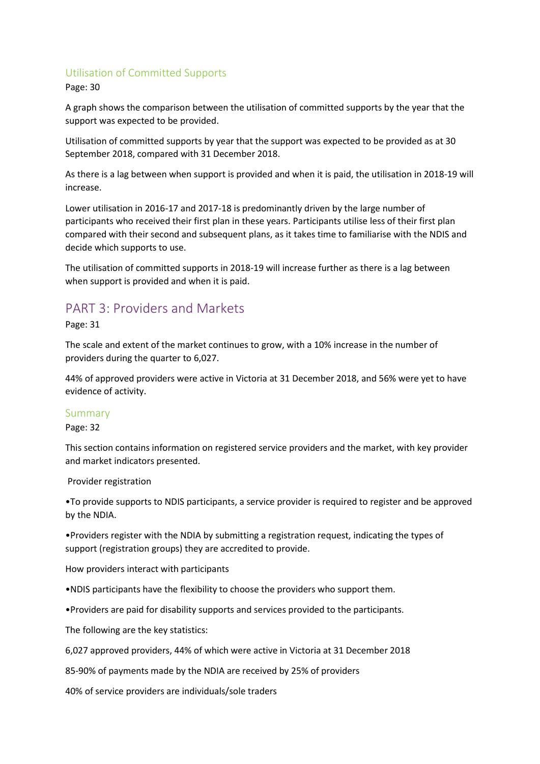### Utilisation of Committed Supports

Page: 30

A graph shows the comparison between the utilisation of committed supports by the year that the support was expected to be provided.

Utilisation of committed supports by year that the support was expected to be provided as at 30 September 2018, compared with 31 December 2018.

As there is a lag between when support is provided and when it is paid, the utilisation in 2018-19 will increase.

Lower utilisation in 2016-17 and 2017-18 is predominantly driven by the large number of participants who received their first plan in these years. Participants utilise less of their first plan compared with their second and subsequent plans, as it takes time to familiarise with the NDIS and decide which supports to use.

The utilisation of committed supports in 2018-19 will increase further as there is a lag between when support is provided and when it is paid.

## PART 3: Providers and Markets

Page: 31

The scale and extent of the market continues to grow, with a 10% increase in the number of providers during the quarter to 6,027.

44% of approved providers were active in Victoria at 31 December 2018, and 56% were yet to have evidence of activity.

### Summary

Page: 32

This section contains information on registered service providers and the market, with key provider and market indicators presented.

Provider registration

- To provide supports to NDIS participants, a service provider is required to register and be approved by the NDIA.
- Providers register with the NDIA by submitting a registration request, indicating the types of support (registration groups) they are accredited to provide.

How providers interact with participants

- NDIS participants have the flexibility to choose the providers who support them.
- Providers are paid for disability supports and services provided to the participants.

The following are the key statistics:

6,027 approved providers, 44% of which were active in Victoria at 31 December 2018

85-90% of payments made by the NDIA are received by 25% of providers

40% of service providers are individuals/sole traders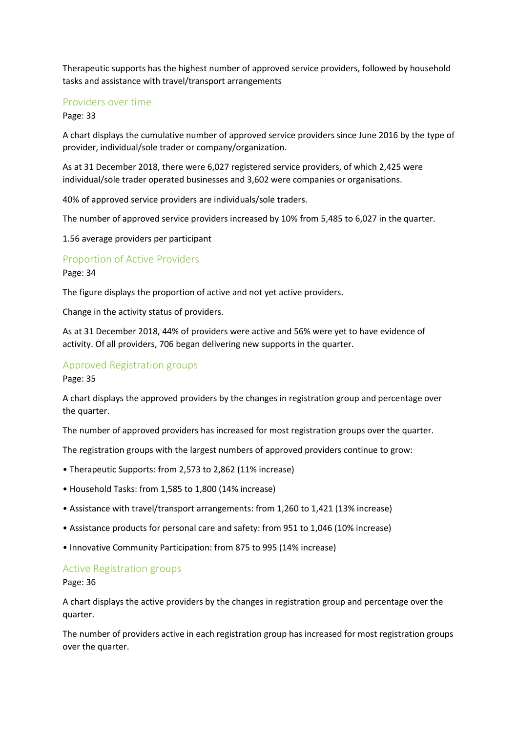Therapeutic supports has the highest number of approved service providers, followed by household tasks and assistance with travel/transport arrangements

## Providers over time

Page: 33

A chart displays the cumulative number of approved service providers since June 2016 by the type of provider, individual/sole trader or company/organization.

As at 31 December 2018, there were 6,027 registered service providers, of which 2,425 were individual/sole trader operated businesses and 3,602 were companies or organisations.

40% of approved service providers are individuals/sole traders.

The number of approved service providers increased by 10% from 5,485 to 6,027 in the quarter.

1.56 average providers per participant

## Proportion of Active Providers

Page: 34

The figure displays the proportion of active and not yet active providers.

Change in the activity status of providers.

As at 31 December 2018, 44% of providers were active and 56% were yet to have evidence of activity. Of all providers, 706 began delivering new supports in the quarter.

## Approved Registration groups

Page: 35

A chart displays the approved providers by the changes in registration group and percentage over the quarter.

The number of approved providers has increased for most registration groups over the quarter.

The registration groups with the largest numbers of approved providers continue to grow:

- Therapeutic Supports: from 2,573 to 2,862 (11% increase)
- Household Tasks: from 1,585 to 1,800 (14% increase)
- Assistance with travel/transport arrangements: from 1,260 to 1,421 (13% increase)
- Assistance products for personal care and safety: from 951 to 1,046 (10% increase)
- Innovative Community Participation: from 875 to 995 (14% increase)

## Active Registration groups

Page: 36

A chart displays the active providers by the changes in registration group and percentage over the quarter.

The number of providers active in each registration group has increased for most registration groups over the quarter.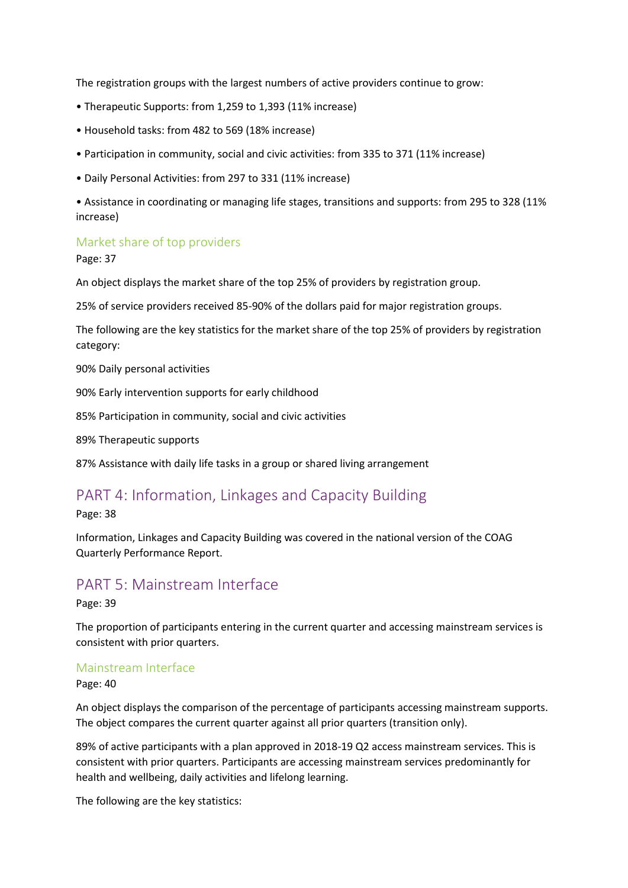The registration groups with the largest numbers of active providers continue to grow:

• Therapeutic Supports: from 1,259 to 1,393 (11% increase)

• Household tasks: from 482 to 569 (18% increase)

• Participation in community, social and civic activities: from 335 to 371 (11% increase)

• Daily Personal Activities: from 297 to 331 (11% increase)

• Assistance in coordinating or managing life stages, transitions and supports: from 295 to 328 (11% increase)

### Market share of top providers

Page: 37

An object displays the market share of the top 25% of providers by registration group.

25% of service providers received 85-90% of the dollars paid for major registration groups.

The following are the key statistics for the market share of the top 25% of providers by registration category:

90% Daily personal activities

90% Early intervention supports for early childhood

85% Participation in community, social and civic activities

89% Therapeutic supports

87% Assistance with daily life tasks in a group or shared living arrangement

## PART 4: Information, Linkages and Capacity Building

Page: 38

Information, Linkages and Capacity Building was covered in the national version of the COAG Quarterly Performance Report.

## PART 5: Mainstream Interface

Page: 39

The proportion of participants entering in the current quarter and accessing mainstream services is consistent with prior quarters.

### Mainstream Interface

Page: 40

An object displays the comparison of the percentage of participants accessing mainstream supports. The object compares the current quarter against all prior quarters (transition only).

89% of active participants with a plan approved in 2018-19 Q2 access mainstream services. This is consistent with prior quarters. Participants are accessing mainstream services predominantly for health and wellbeing, daily activities and lifelong learning.

The following are the key statistics: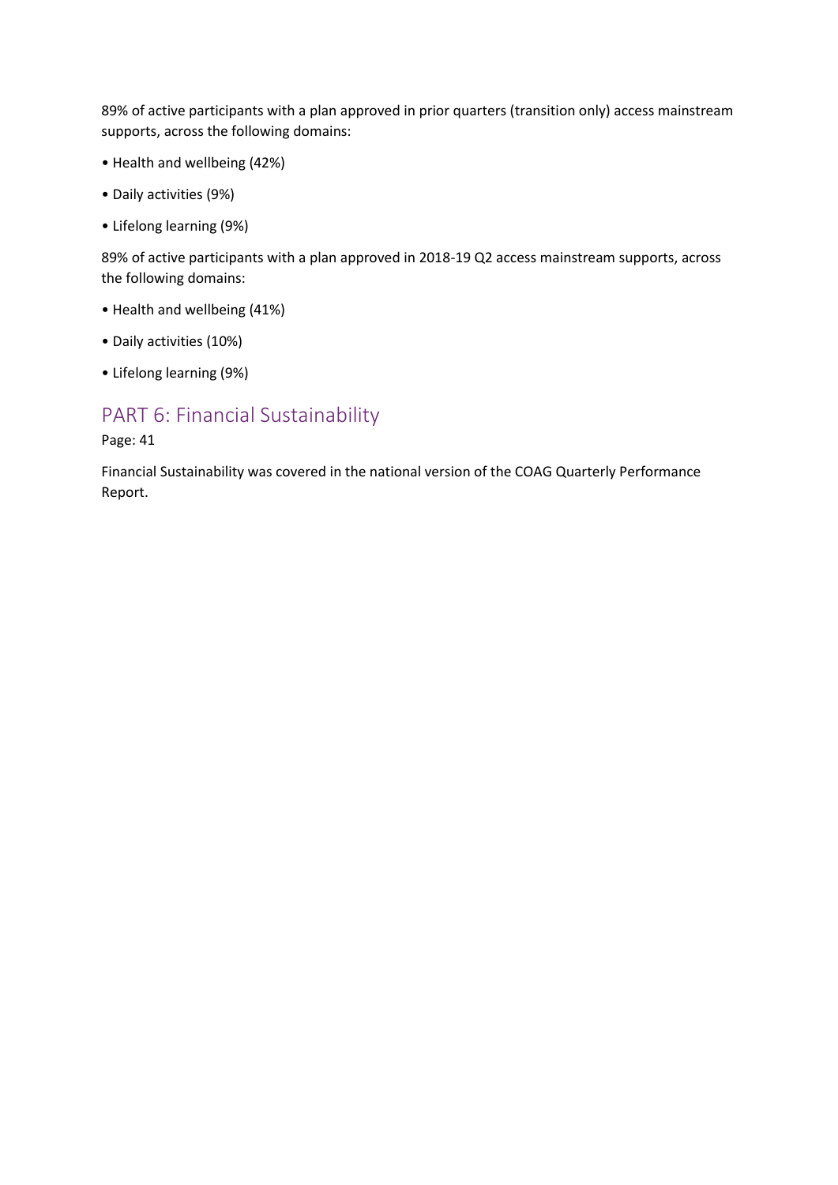89% of active participants with a plan approved in prior quarters (transition only) access mainstream supports, across the following domains:

- Health and wellbeing (42%)
- Daily activities (9%)
- Lifelong learning (9%)

89% of active participants with a plan approved in 2018-19 Q2 access mainstream supports, across the following domains:

- Health and wellbeing (41%)
- Daily activities (10%)
- Lifelong learning (9%)

## PART 6: Financial Sustainability

Page: 41

Financial Sustainability was covered in the national version of the COAG Quarterly Performance Report.